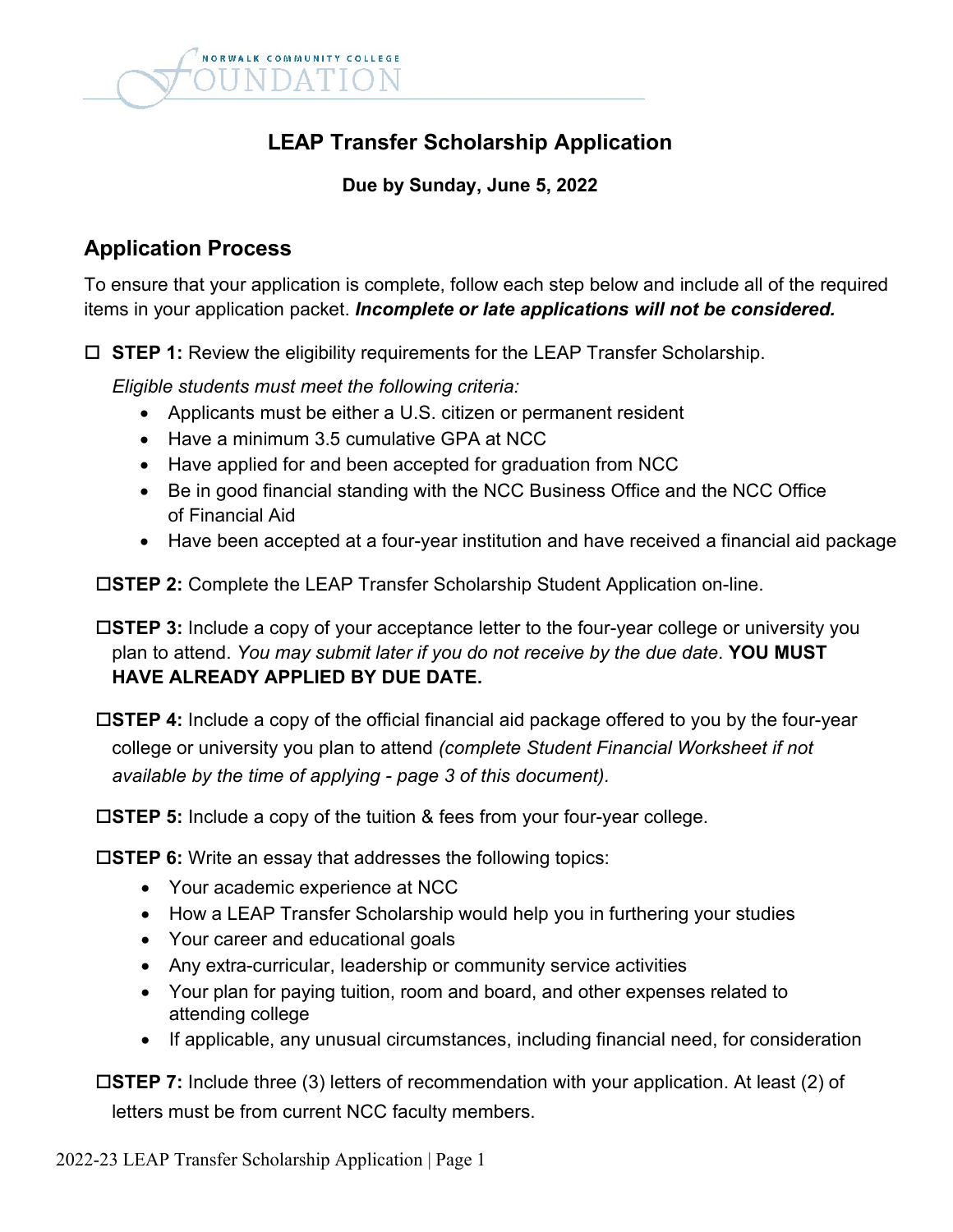NORWALK COMMUNITY COLLEGE FOUNDATION

# LEAP Transfer Scholarship Application

**Due by Sunday, June 5, 2022**

## Application Process

To ensure that your application is complete, follow each step below and include all of the required items in your application packet. ***Incomplete or late applications will not be considered.***

☐ **STEP 1:** Review the eligibility requirements for the LEAP Transfer Scholarship.

*Eligible students must meet the following criteria:*

- Applicants must be either a U.S. citizen or permanent resident
- Have a minimum 3.5 cumulative GPA at NCC
- Have applied for and been accepted for graduation from NCC
- Be in good financial standing with the NCC Business Office and the NCC Office of Financial Aid
- Have been accepted at a four-year institution and have received a financial aid package

☐ **STEP 2:** Complete the LEAP Transfer Scholarship Student Application on-line.

☐ **STEP 3:** Include a copy of your acceptance letter to the four-year college or university you plan to attend. *You may submit later if you do not receive by the due date*. **YOU MUST HAVE ALREADY APPLIED BY DUE DATE.**

☐ **STEP 4:** Include a copy of the official financial aid package offered to you by the four-year college or university you plan to attend *(complete Student Financial Worksheet if not available by the time of applying - page 3 of this document).*

☐ **STEP 5:** Include a copy of the tuition & fees from your four-year college.

☐ **STEP 6:** Write an essay that addresses the following topics:

- Your academic experience at NCC
- How a LEAP Transfer Scholarship would help you in furthering your studies
- Your career and educational goals
- Any extra-curricular, leadership or community service activities
- Your plan for paying tuition, room and board, and other expenses related to attending college
- If applicable, any unusual circumstances, including financial need, for consideration

☐ **STEP 7:** Include three (3) letters of recommendation with your application. At least (2) of letters must be from current NCC faculty members.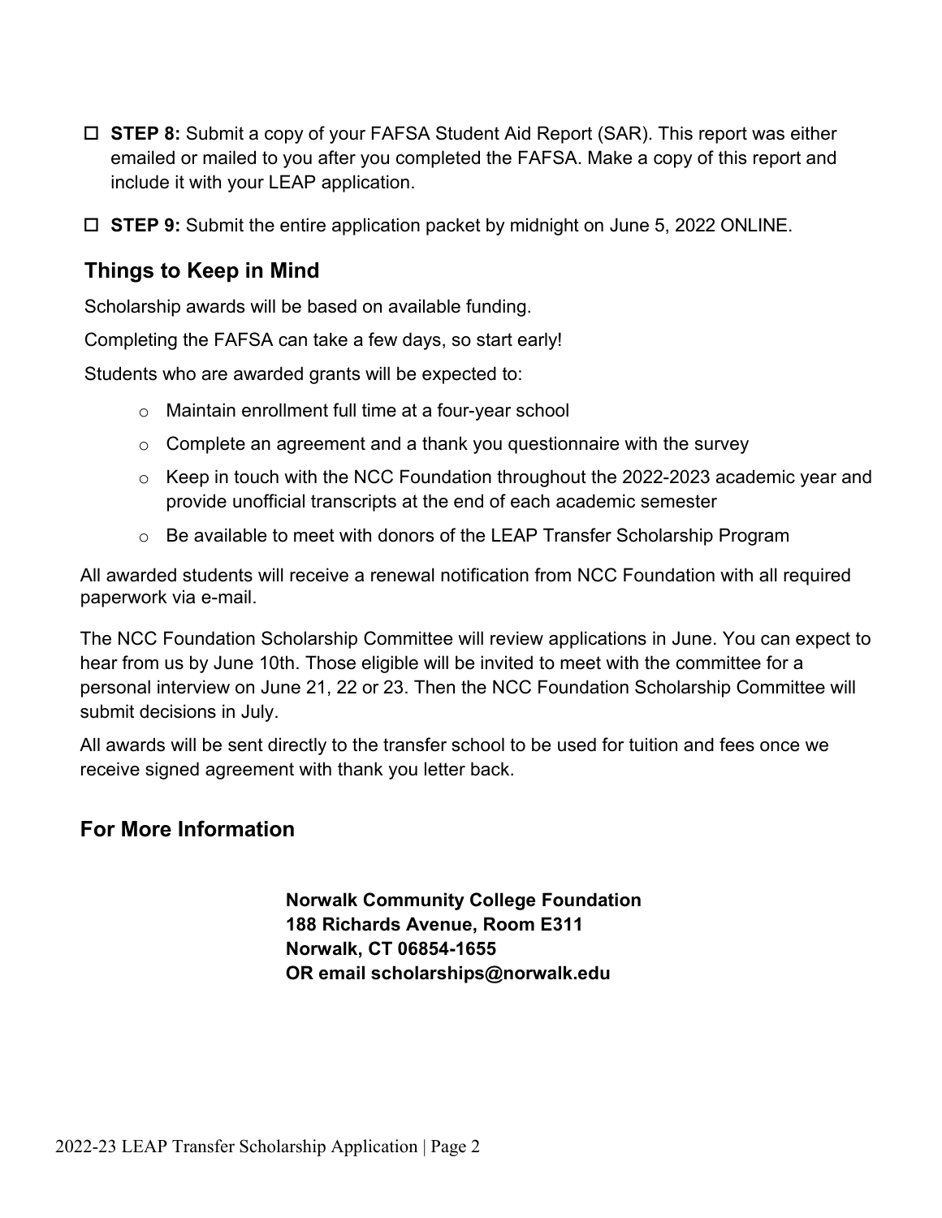- ☐ **STEP 8:** Submit a copy of your FAFSA Student Aid Report (SAR). This report was either emailed or mailed to you after you completed the FAFSA. Make a copy of this report and include it with your LEAP application.
- ☐ **STEP 9:** Submit the entire application packet by midnight on June 5, 2022 ONLINE.

## Things to Keep in Mind

Scholarship awards will be based on available funding.

Completing the FAFSA can take a few days, so start early!

Students who are awarded grants will be expected to:

- Maintain enrollment full time at a four-year school
- Complete an agreement and a thank you questionnaire with the survey
- Keep in touch with the NCC Foundation throughout the 2022-2023 academic year and provide unofficial transcripts at the end of each academic semester
- Be available to meet with donors of the LEAP Transfer Scholarship Program

All awarded students will receive a renewal notification from NCC Foundation with all required paperwork via e-mail.

The NCC Foundation Scholarship Committee will review applications in June. You can expect to hear from us by June 10th. Those eligible will be invited to meet with the committee for a personal interview on June 21, 22 or 23. Then the NCC Foundation Scholarship Committee will submit decisions in July.

All awards will be sent directly to the transfer school to be used for tuition and fees once we receive signed agreement with thank you letter back.

## For More Information

**Norwalk Community College Foundation**
**188 Richards Avenue, Room E311**
**Norwalk, CT 06854-1655**
**OR email scholarships@norwalk.edu**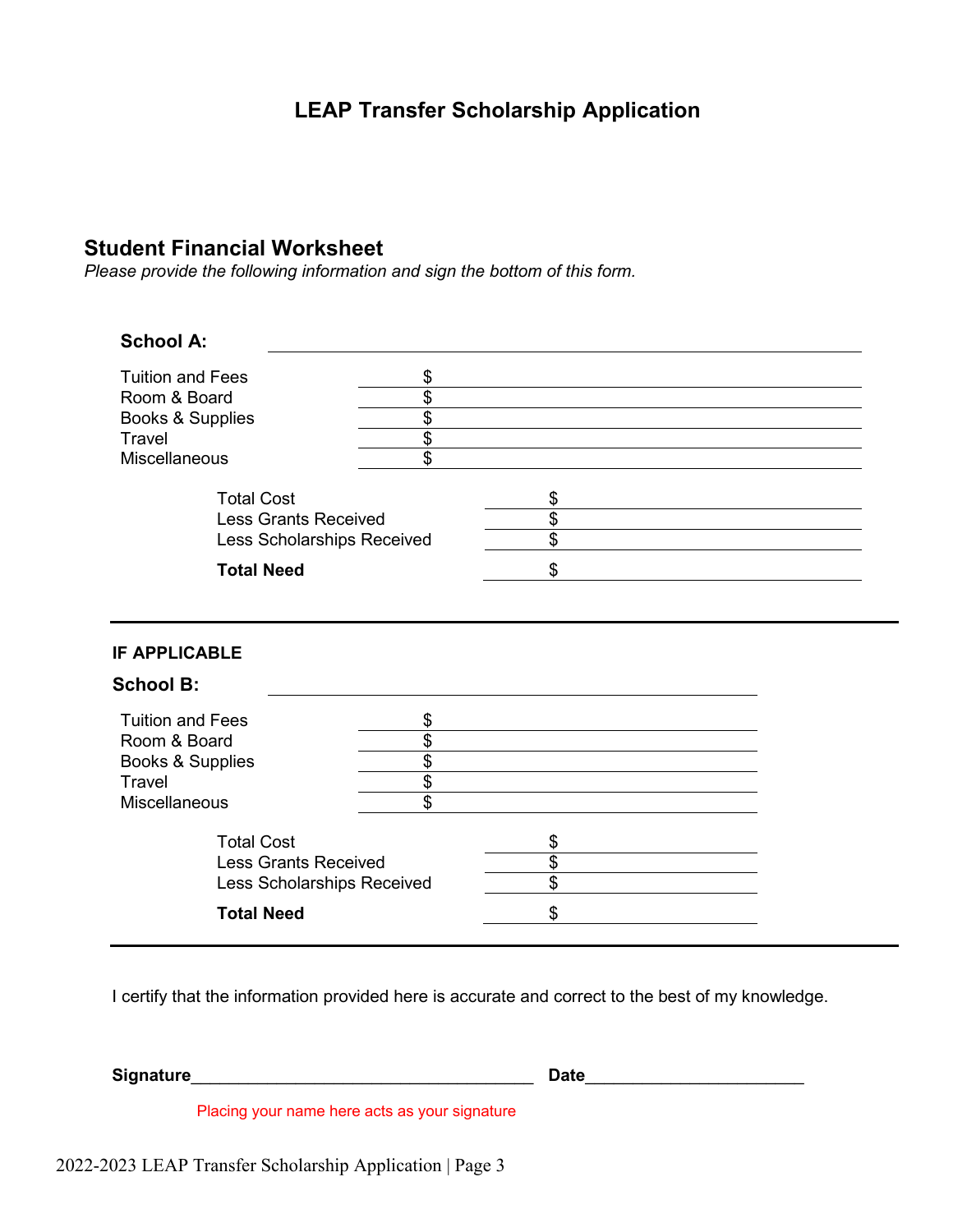# LEAP Transfer Scholarship Application

## Student Financial Worksheet

*Please provide the following information and sign the bottom of this form.*

**School A:** ______________________________

| | |
|---|---|
| Tuition and Fees | $ |
| Room & Board | $ |
| Books & Supplies | $ |
| Travel | $ |
| Miscellaneous | $ |

| | |
|---|---|
| Total Cost | $ |
| Less Grants Received | $ |
| Less Scholarships Received | $ |
| **Total Need** | $ |

---

**IF APPLICABLE**

**School B:** ______________________________

| | |
|---|---|
| Tuition and Fees | $ |
| Room & Board | $ |
| Books & Supplies | $ |
| Travel | $ |
| Miscellaneous | $ |

| | |
|---|---|
| Total Cost | $ |
| Less Grants Received | $ |
| Less Scholarships Received | $ |
| **Total Need** | $ |

---

I certify that the information provided here is accurate and correct to the best of my knowledge.

**Signature**____________________________________ **Date**_______________________

Placing your name here acts as your signature